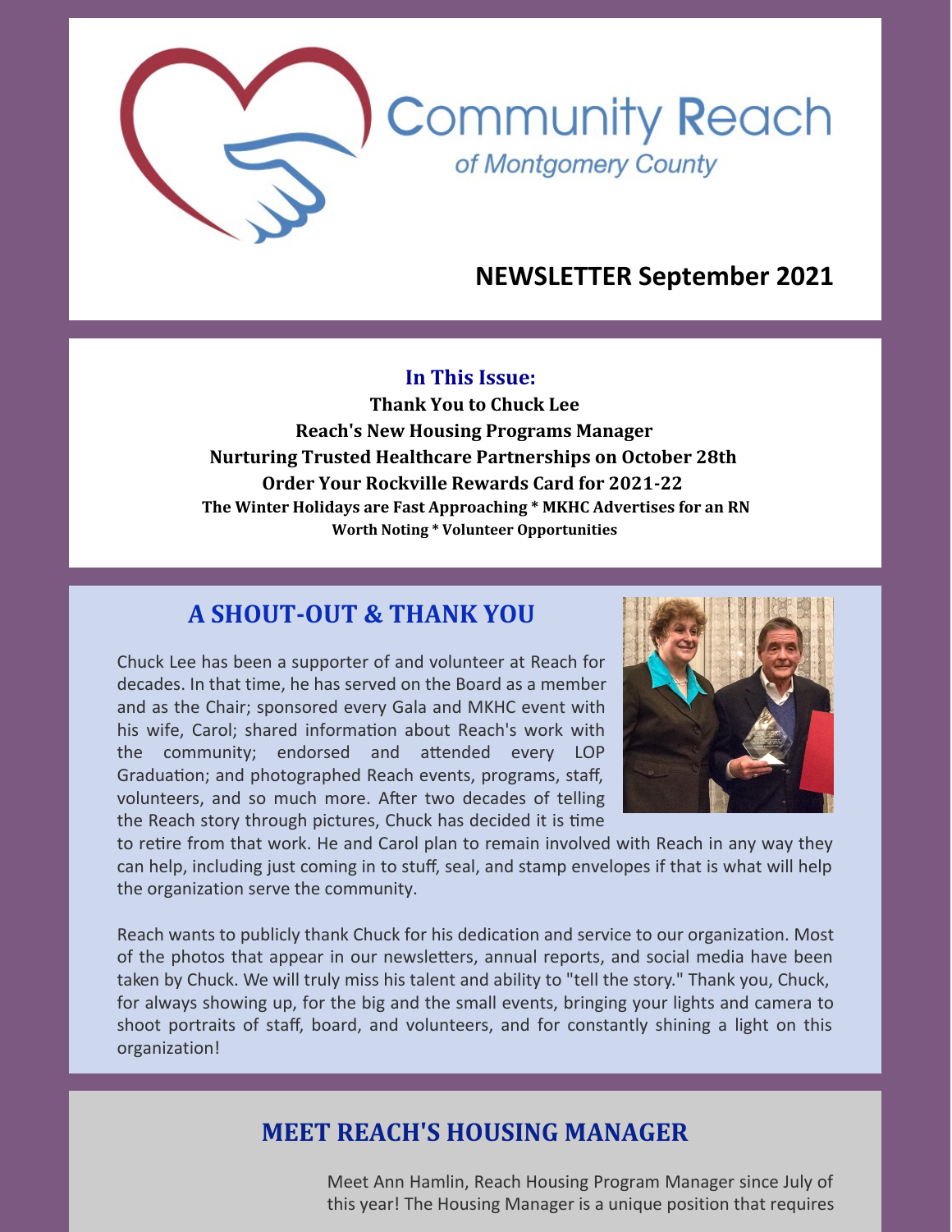# Community Reach

*of Montgomery County*

## NEWSLETTER September 2021

**In This Issue:**

**Thank You to Chuck Lee**
**Reach's New Housing Programs Manager**
**Nurturing Trusted Healthcare Partnerships on October 28th**
**Order Your Rockville Rewards Card for 2021-22**
**The Winter Holidays are Fast Approaching * MKHC Advertises for an RN**
**Worth Noting * Volunteer Opportunities**

## A SHOUT-OUT & THANK YOU

Chuck Lee has been a supporter of and volunteer at Reach for decades. In that time, he has served on the Board as a member and as the Chair; sponsored every Gala and MKHC event with his wife, Carol; shared information about Reach's work with the community; endorsed and attended every LOP Graduation; and photographed Reach events, programs, staff, volunteers, and so much more. After two decades of telling the Reach story through pictures, Chuck has decided it is time to retire from that work. He and Carol plan to remain involved with Reach in any way they can help, including just coming in to stuff, seal, and stamp envelopes if that is what will help the organization serve the community.

Reach wants to publicly thank Chuck for his dedication and service to our organization. Most of the photos that appear in our newsletters, annual reports, and social media have been taken by Chuck. We will truly miss his talent and ability to "tell the story." Thank you, Chuck, for always showing up, for the big and the small events, bringing your lights and camera to shoot portraits of staff, board, and volunteers, and for constantly shining a light on this organization!

## MEET REACH'S HOUSING MANAGER

Meet Ann Hamlin, Reach Housing Program Manager since July of this year! The Housing Manager is a unique position that requires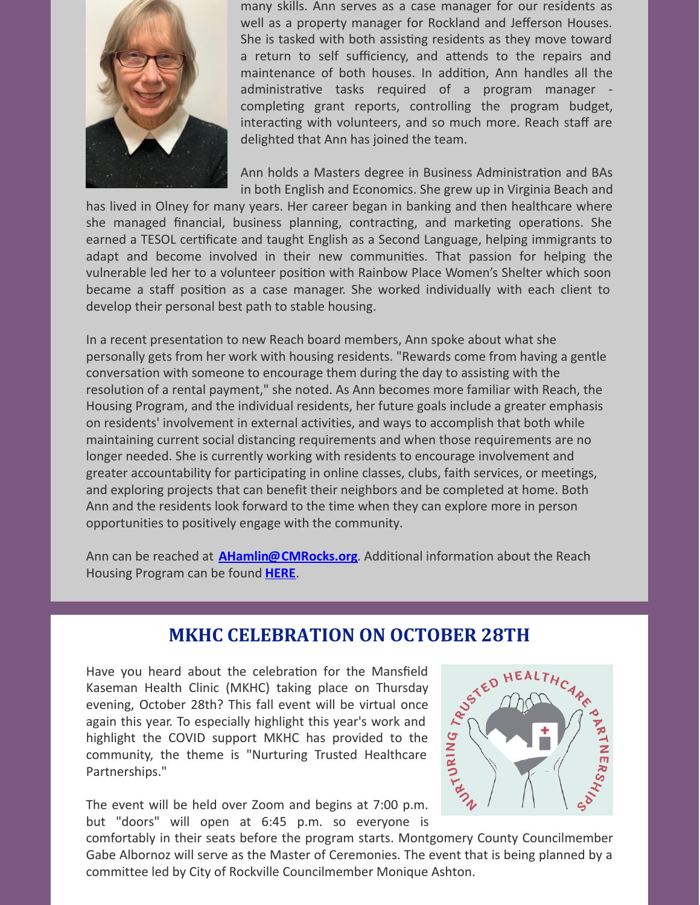many skills. Ann serves as a case manager for our residents as well as a property manager for Rockland and Jefferson Houses. She is tasked with both assisting residents as they move toward a return to self sufficiency, and attends to the repairs and maintenance of both houses. In addition, Ann handles all the administrative tasks required of a program manager - completing grant reports, controlling the program budget, interacting with volunteers, and so much more. Reach staff are delighted that Ann has joined the team.

Ann holds a Masters degree in Business Administration and BAs in both English and Economics. She grew up in Virginia Beach and has lived in Olney for many years. Her career began in banking and then healthcare where she managed financial, business planning, contracting, and marketing operations. She earned a TESOL certificate and taught English as a Second Language, helping immigrants to adapt and become involved in their new communities. That passion for helping the vulnerable led her to a volunteer position with Rainbow Place Women's Shelter which soon became a staff position as a case manager. She worked individually with each client to develop their personal best path to stable housing.

In a recent presentation to new Reach board members, Ann spoke about what she personally gets from her work with housing residents. "Rewards come from having a gentle conversation with someone to encourage them during the day to assisting with the resolution of a rental payment," she noted. As Ann becomes more familiar with Reach, the Housing Program, and the individual residents, her future goals include a greater emphasis on residents' involvement in external activities, and ways to accomplish that both while maintaining current social distancing requirements and when those requirements are no longer needed. She is currently working with residents to encourage involvement and greater accountability for participating in online classes, clubs, faith services, or meetings, and exploring projects that can benefit their neighbors and be completed at home. Both Ann and the residents look forward to the time when they can explore more in person opportunities to positively engage with the community.

Ann can be reached at **AHamlin@CMRocks.org**. Additional information about the Reach Housing Program can be found **HERE**.

## MKHC CELEBRATION ON OCTOBER 28TH

Have you heard about the celebration for the Mansfield Kaseman Health Clinic (MKHC) taking place on Thursday evening, October 28th? This fall event will be virtual once again this year. To especially highlight this year's work and highlight the COVID support MKHC has provided to the community, the theme is "Nurturing Trusted Healthcare Partnerships."

The event will be held over Zoom and begins at 7:00 p.m. but "doors" will open at 6:45 p.m. so everyone is comfortably in their seats before the program starts. Montgomery County Councilmember Gabe Albornoz will serve as the Master of Ceremonies. The event that is being planned by a committee led by City of Rockville Councilmember Monique Ashton.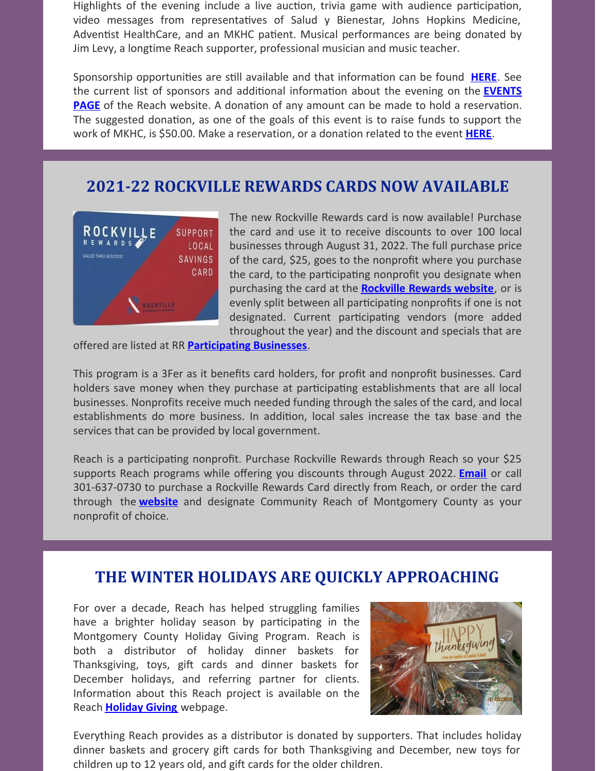Highlights of the evening include a live auction, trivia game with audience participation, video messages from representatives of Salud y Bienestar, Johns Hopkins Medicine, Adventist HealthCare, and an MKHC patient. Musical performances are being donated by Jim Levy, a longtime Reach supporter, professional musician and music teacher.

Sponsorship opportunities are still available and that information can be found **HERE**. See the current list of sponsors and additional information about the evening on the **EVENTS PAGE** of the Reach website. A donation of any amount can be made to hold a reservation. The suggested donation, as one of the goals of this event is to raise funds to support the work of MKHC, is $50.00. Make a reservation, or a donation related to the event **HERE**.

## 2021-22 ROCKVILLE REWARDS CARDS NOW AVAILABLE

The new Rockville Rewards card is now available! Purchase the card and use it to receive discounts to over 100 local businesses through August 31, 2022. The full purchase price of the card, $25, goes to the nonprofit where you purchase the card, to the participating nonprofit you designate when purchasing the card at the **Rockville Rewards website**, or is evenly split between all participating nonprofits if one is not designated. Current participating vendors (more added throughout the year) and the discount and specials that are offered are listed at RR **Participating Businesses**.

This program is a 3Fer as it benefits card holders, for profit and nonprofit businesses. Card holders save money when they purchase at participating establishments that are all local businesses. Nonprofits receive much needed funding through the sales of the card, and local establishments do more business. In addition, local sales increase the tax base and the services that can be provided by local government.

Reach is a participating nonprofit. Purchase Rockville Rewards through Reach so your $25 supports Reach programs while offering you discounts through August 2022. **Email** or call 301-637-0730 to purchase a Rockville Rewards Card directly from Reach, or order the card through the **website** and designate Community Reach of Montgomery County as your nonprofit of choice.

## THE WINTER HOLIDAYS ARE QUICKLY APPROACHING

For over a decade, Reach has helped struggling families have a brighter holiday season by participating in the Montgomery County Holiday Giving Program. Reach is both a distributor of holiday dinner baskets for Thanksgiving, toys, gift cards and dinner baskets for December holidays, and referring partner for clients. Information about this Reach project is available on the Reach **Holiday Giving** webpage.

Everything Reach provides as a distributor is donated by supporters. That includes holiday dinner baskets and grocery gift cards for both Thanksgiving and December, new toys for children up to 12 years old, and gift cards for the older children.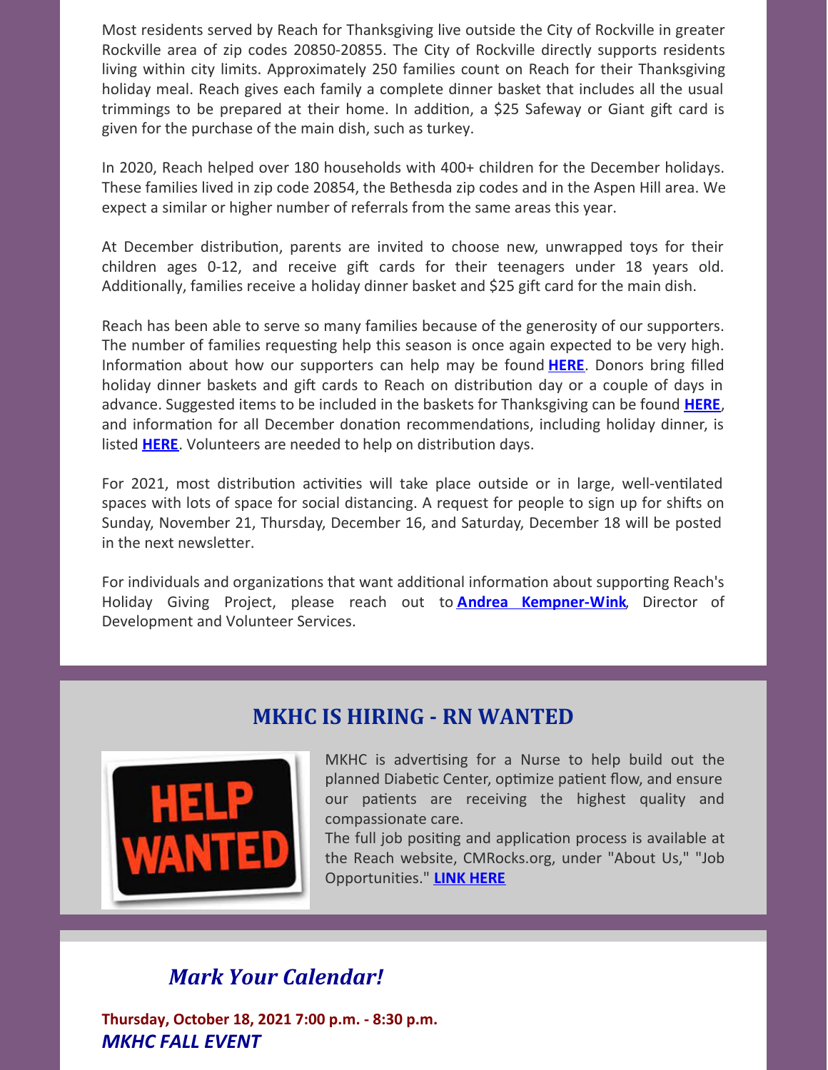Most residents served by Reach for Thanksgiving live outside the City of Rockville in greater Rockville area of zip codes 20850-20855. The City of Rockville directly supports residents living within city limits. Approximately 250 families count on Reach for their Thanksgiving holiday meal. Reach gives each family a complete dinner basket that includes all the usual trimmings to be prepared at their home. In addition, a $25 Safeway or Giant gift card is given for the purchase of the main dish, such as turkey.

In 2020, Reach helped over 180 households with 400+ children for the December holidays. These families lived in zip code 20854, the Bethesda zip codes and in the Aspen Hill area. We expect a similar or higher number of referrals from the same areas this year.

At December distribution, parents are invited to choose new, unwrapped toys for their children ages 0-12, and receive gift cards for their teenagers under 18 years old. Additionally, families receive a holiday dinner basket and $25 gift card for the main dish.

Reach has been able to serve so many families because of the generosity of our supporters. The number of families requesting help this season is once again expected to be very high. Information about how our supporters can help may be found **HERE**. Donors bring filled holiday dinner baskets and gift cards to Reach on distribution day or a couple of days in advance. Suggested items to be included in the baskets for Thanksgiving can be found **HERE**, and information for all December donation recommendations, including holiday dinner, is listed **HERE**. Volunteers are needed to help on distribution days.

For 2021, most distribution activities will take place outside or in large, well-ventilated spaces with lots of space for social distancing. A request for people to sign up for shifts on Sunday, November 21, Thursday, December 16, and Saturday, December 18 will be posted in the next newsletter.

For individuals and organizations that want additional information about supporting Reach's Holiday Giving Project, please reach out to **Andrea Kempner-Wink**, Director of Development and Volunteer Services.

## MKHC IS HIRING - RN WANTED

MKHC is advertising for a Nurse to help build out the planned Diabetic Center, optimize patient flow, and ensure our patients are receiving the highest quality and compassionate care.

The full job positing and application process is available at the Reach website, CMRocks.org, under "About Us," "Job Opportunities." **LINK HERE**

## *Mark Your Calendar!*

**Thursday, October 18, 2021 7:00 p.m. - 8:30 p.m.**

***MKHC FALL EVENT***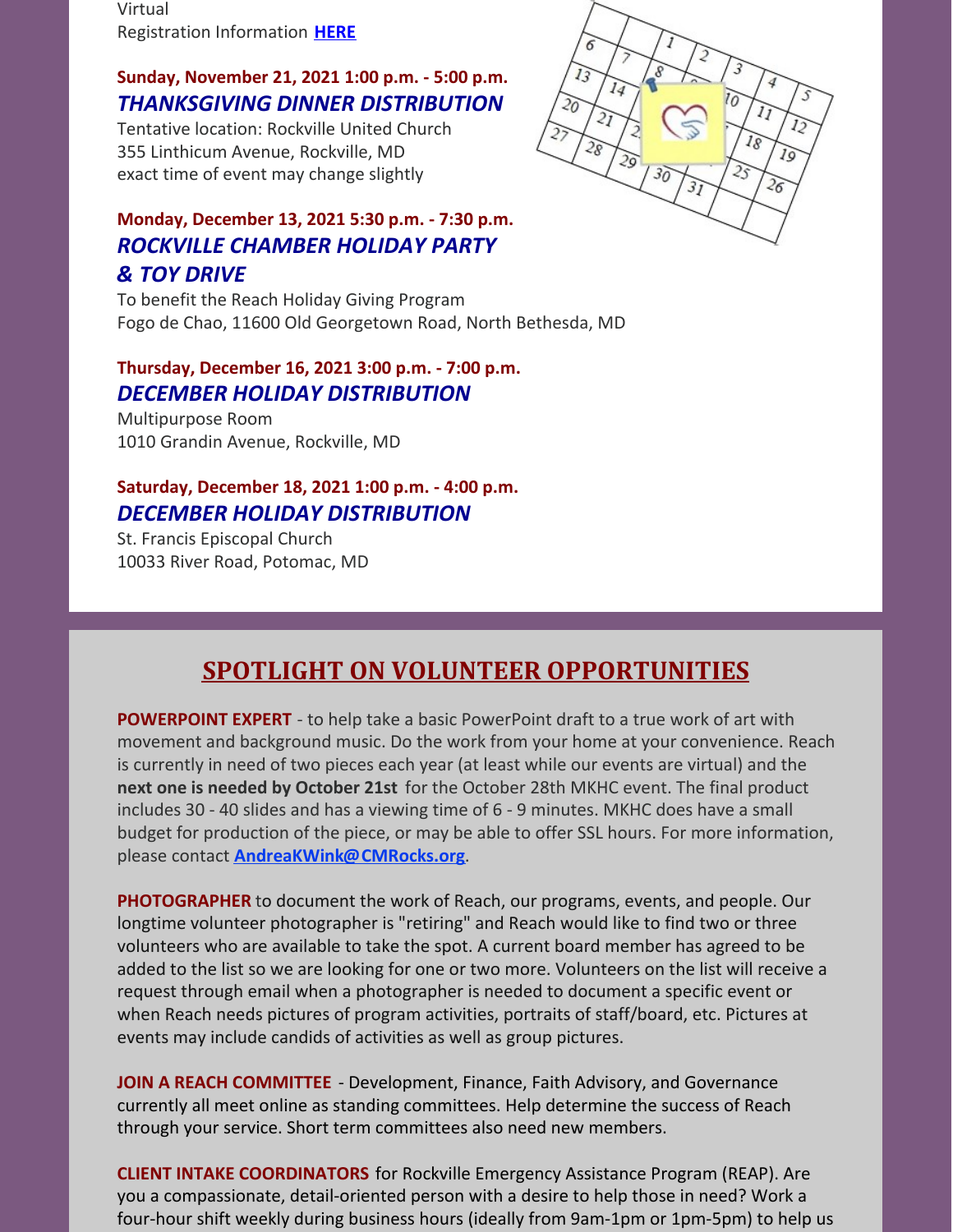Virtual
Registration Information **HERE**

**Sunday, November 21, 2021 1:00 p.m. - 5:00 p.m.**
***THANKSGIVING DINNER DISTRIBUTION***
Tentative location: Rockville United Church
355 Linthicum Avenue, Rockville, MD
exact time of event may change slightly

**Monday, December 13, 2021 5:30 p.m. - 7:30 p.m.**
***ROCKVILLE CHAMBER HOLIDAY PARTY & TOY DRIVE***
To benefit the Reach Holiday Giving Program
Fogo de Chao, 11600 Old Georgetown Road, North Bethesda, MD

**Thursday, December 16, 2021 3:00 p.m. - 7:00 p.m.**
***DECEMBER HOLIDAY DISTRIBUTION***
Multipurpose Room
1010 Grandin Avenue, Rockville, MD

**Saturday, December 18, 2021 1:00 p.m. - 4:00 p.m.**
***DECEMBER HOLIDAY DISTRIBUTION***
St. Francis Episcopal Church
10033 River Road, Potomac, MD

## SPOTLIGHT ON VOLUNTEER OPPORTUNITIES

**POWERPOINT EXPERT** - to help take a basic PowerPoint draft to a true work of art with movement and background music. Do the work from your home at your convenience. Reach is currently in need of two pieces each year (at least while our events are virtual) and the **next one is needed by October 21st** for the October 28th MKHC event. The final product includes 30 - 40 slides and has a viewing time of 6 - 9 minutes. MKHC does have a small budget for production of the piece, or may be able to offer SSL hours. For more information, please contact **AndreaKWink@CMRocks.org**.

**PHOTOGRAPHER** to document the work of Reach, our programs, events, and people. Our longtime volunteer photographer is "retiring" and Reach would like to find two or three volunteers who are available to take the spot. A current board member has agreed to be added to the list so we are looking for one or two more. Volunteers on the list will receive a request through email when a photographer is needed to document a specific event or when Reach needs pictures of program activities, portraits of staff/board, etc. Pictures at events may include candids of activities as well as group pictures.

**JOIN A REACH COMMITTEE** - Development, Finance, Faith Advisory, and Governance currently all meet online as standing committees. Help determine the success of Reach through your service. Short term committees also need new members.

**CLIENT INTAKE COORDINATORS** for Rockville Emergency Assistance Program (REAP). Are you a compassionate, detail-oriented person with a desire to help those in need? Work a four-hour shift weekly during business hours (ideally from 9am-1pm or 1pm-5pm) to help us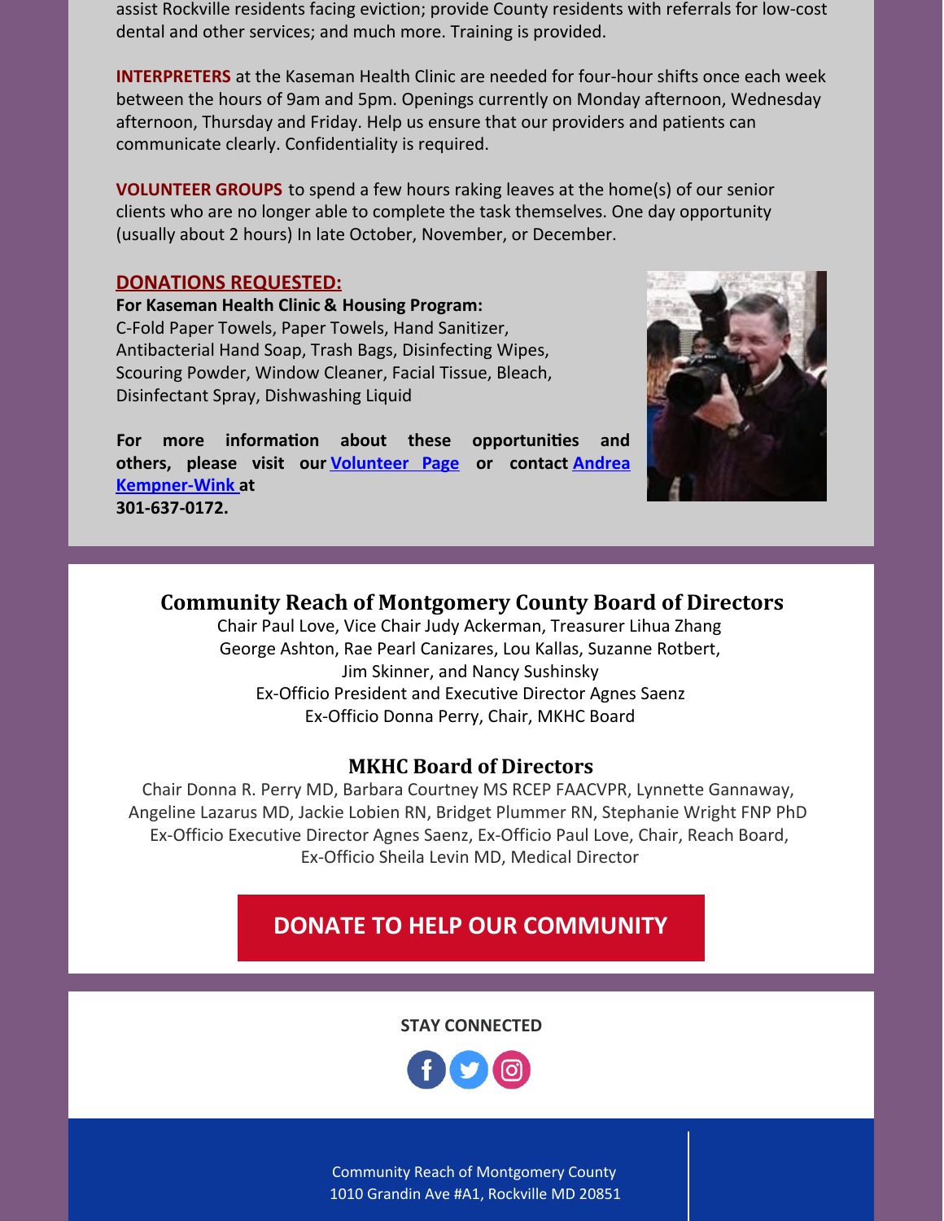assist Rockville residents facing eviction; provide County residents with referrals for low-cost dental and other services; and much more. Training is provided.

**INTERPRETERS** at the Kaseman Health Clinic are needed for four-hour shifts once each week between the hours of 9am and 5pm. Openings currently on Monday afternoon, Wednesday afternoon, Thursday and Friday. Help us ensure that our providers and patients can communicate clearly. Confidentiality is required.

**VOLUNTEER GROUPS** to spend a few hours raking leaves at the home(s) of our senior clients who are no longer able to complete the task themselves. One day opportunity (usually about 2 hours) In late October, November, or December.

**DONATIONS REQUESTED:**

**For Kaseman Health Clinic & Housing Program:**
C-Fold Paper Towels, Paper Towels, Hand Sanitizer, Antibacterial Hand Soap, Trash Bags, Disinfecting Wipes, Scouring Powder, Window Cleaner, Facial Tissue, Bleach, Disinfectant Spray, Dishwashing Liquid

**For more information about these opportunities and others, please visit our Volunteer Page or contact Andrea Kempner-Wink at 301-637-0172.**

## Community Reach of Montgomery County Board of Directors

Chair Paul Love, Vice Chair Judy Ackerman, Treasurer Lihua Zhang
George Ashton, Rae Pearl Canizares, Lou Kallas, Suzanne Rotbert,
Jim Skinner, and Nancy Sushinsky
Ex-Officio President and Executive Director Agnes Saenz
Ex-Officio Donna Perry, Chair, MKHC Board

## MKHC Board of Directors

Chair Donna R. Perry MD, Barbara Courtney MS RCEP FAACVPR, Lynnette Gannaway, Angeline Lazarus MD, Jackie Lobien RN, Bridget Plummer RN, Stephanie Wright FNP PhD
Ex-Officio Executive Director Agnes Saenz, Ex-Officio Paul Love, Chair, Reach Board,
Ex-Officio Sheila Levin MD, Medical Director

**DONATE TO HELP OUR COMMUNITY**

**STAY CONNECTED**

Community Reach of Montgomery County
1010 Grandin Ave #A1, Rockville MD 20851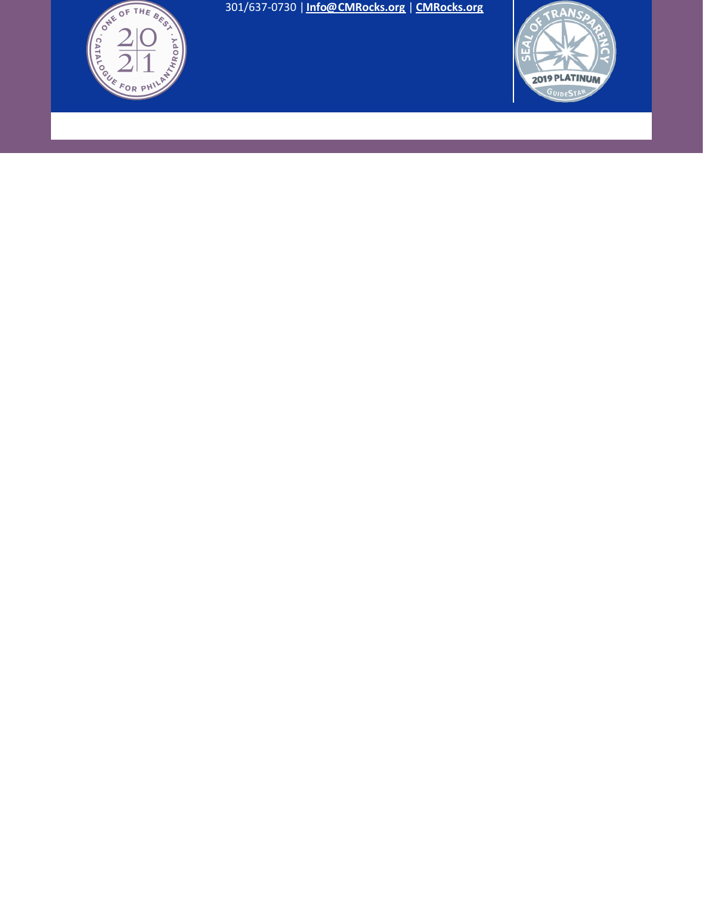301/637-0730 | **Info@CMRocks.org** | **CMRocks.org**